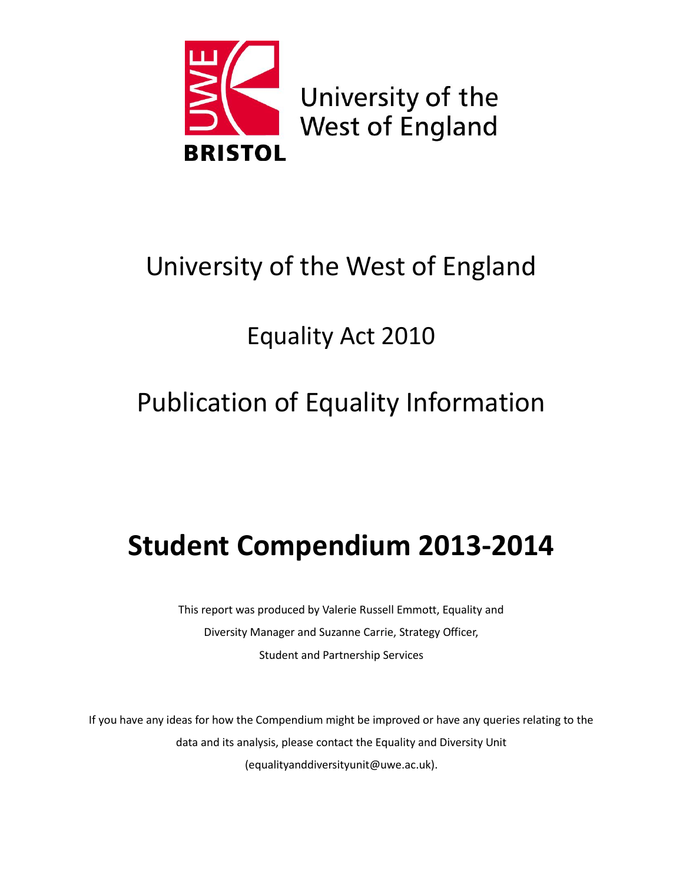University of the West of England

BRISTOL

# University of the West of England

## Equality Act 2010

## Publication of Equality Information

# **Student Compendium 2013-2014**

This report was produced by Valerie Russell Emmott, Equality and Diversity Manager and Suzanne Carrie, Strategy Officer, Student and Partnership Services

If you have any ideas for how the Compendium might be improved or have any queries relating to the data and its analysis, please contact the Equality and Diversity Unit (equalityanddiversityunit@uwe.ac.uk).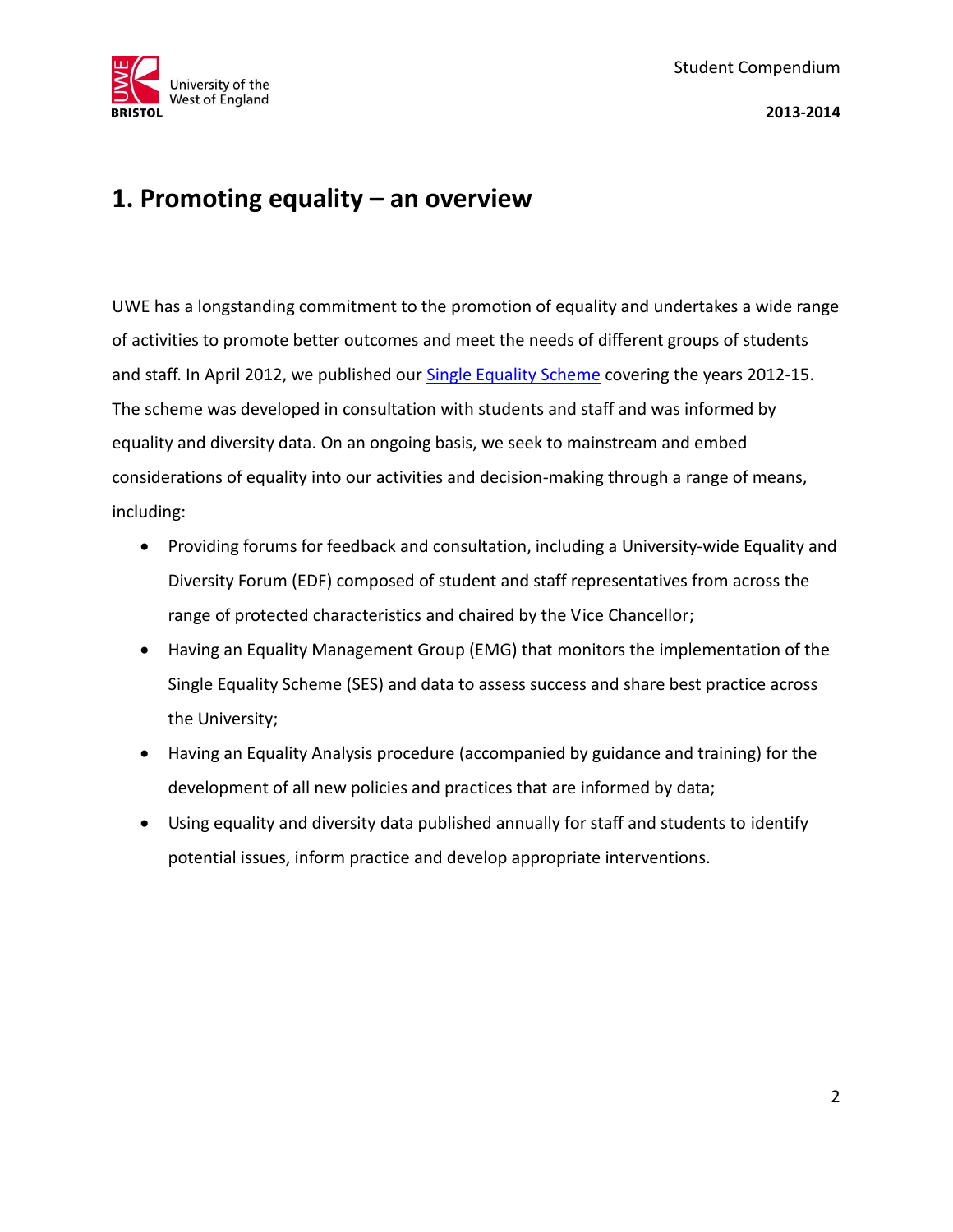# 1. Promoting equality – an overview

UWE has a longstanding commitment to the promotion of equality and undertakes a wide range of activities to promote better outcomes and meet the needs of different groups of students and staff. In April 2012, we published our Single Equality Scheme covering the years 2012-15. The scheme was developed in consultation with students and staff and was informed by equality and diversity data. On an ongoing basis, we seek to mainstream and embed considerations of equality into our activities and decision-making through a range of means, including:

- Providing forums for feedback and consultation, including a University-wide Equality and Diversity Forum (EDF) composed of student and staff representatives from across the range of protected characteristics and chaired by the Vice Chancellor;
- Having an Equality Management Group (EMG) that monitors the implementation of the Single Equality Scheme (SES) and data to assess success and share best practice across the University;
- Having an Equality Analysis procedure (accompanied by guidance and training) for the development of all new policies and practices that are informed by data;
- Using equality and diversity data published annually for staff and students to identify potential issues, inform practice and develop appropriate interventions.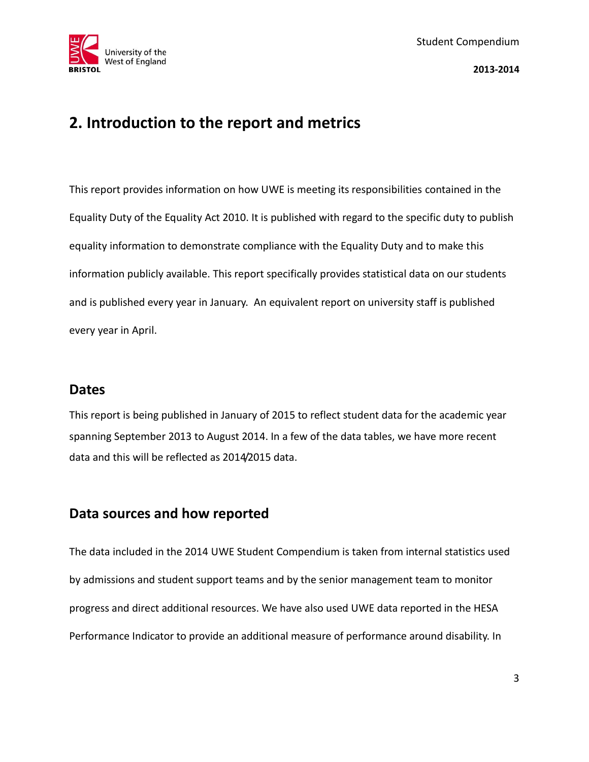## 2. Introduction to the report and metrics

This report provides information on how UWE is meeting its responsibilities contained in the Equality Duty of the Equality Act 2010. It is published with regard to the specific duty to publish equality information to demonstrate compliance with the Equality Duty and to make this information publicly available. This report specifically provides statistical data on our students and is published every year in January. An equivalent report on university staff is published every year in April.

### Dates

This report is being published in January of 2015 to reflect student data for the academic year spanning September 2013 to August 2014. In a few of the data tables, we have more recent data and this will be reflected as 2014/2015 data.

### Data sources and how reported

The data included in the 2014 UWE Student Compendium is taken from internal statistics used by admissions and student support teams and by the senior management team to monitor progress and direct additional resources. We have also used UWE data reported in the HESA Performance Indicator to provide an additional measure of performance around disability. In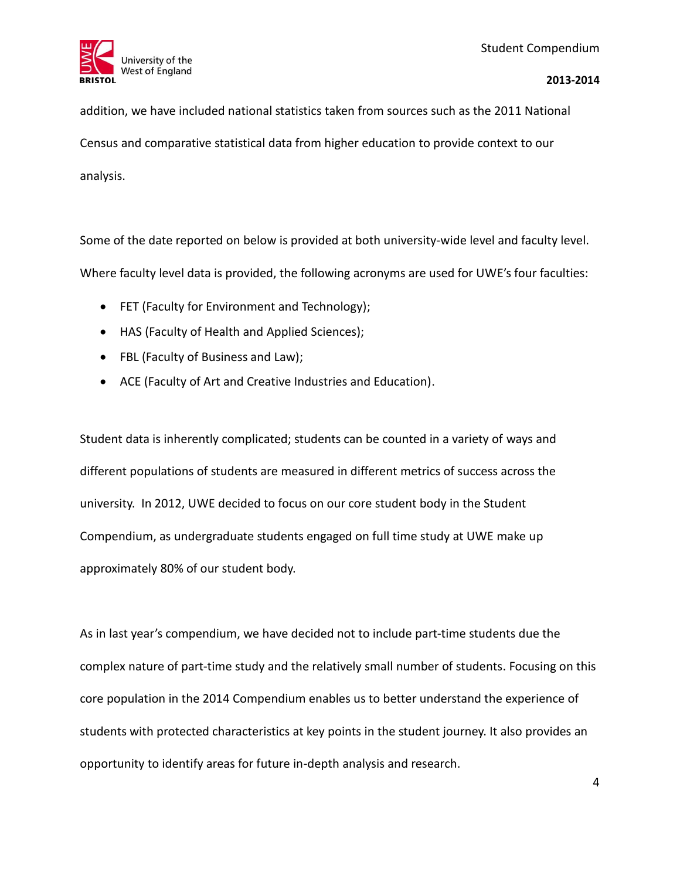addition, we have included national statistics taken from sources such as the 2011 National Census and comparative statistical data from higher education to provide context to our analysis.

Some of the date reported on below is provided at both university-wide level and faculty level. Where faculty level data is provided, the following acronyms are used for UWE's four faculties:

- FET (Faculty for Environment and Technology);
- HAS (Faculty of Health and Applied Sciences);
- FBL (Faculty of Business and Law);
- ACE (Faculty of Art and Creative Industries and Education).

Student data is inherently complicated; students can be counted in a variety of ways and different populations of students are measured in different metrics of success across the university. In 2012, UWE decided to focus on our core student body in the Student Compendium, as undergraduate students engaged on full time study at UWE make up approximately 80% of our student body.

As in last year's compendium, we have decided not to include part-time students due the complex nature of part-time study and the relatively small number of students. Focusing on this core population in the 2014 Compendium enables us to better understand the experience of students with protected characteristics at key points in the student journey. It also provides an opportunity to identify areas for future in-depth analysis and research.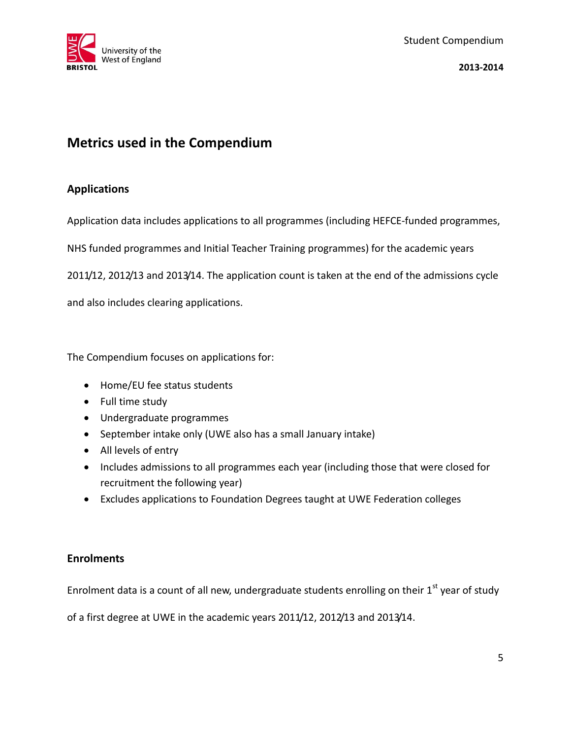# Metrics used in the Compendium

## Applications

Application data includes applications to all programmes (including HEFCE-funded programmes, NHS funded programmes and Initial Teacher Training programmes) for the academic years 2011/12, 2012/13 and 2013/14. The application count is taken at the end of the admissions cycle and also includes clearing applications.

The Compendium focuses on applications for:

- Home/EU fee status students
- Full time study
- Undergraduate programmes
- September intake only (UWE also has a small January intake)
- All levels of entry
- Includes admissions to all programmes each year (including those that were closed for recruitment the following year)
- Excludes applications to Foundation Degrees taught at UWE Federation colleges

## Enrolments

Enrolment data is a count of all new, undergraduate students enrolling on their 1st year of study of a first degree at UWE in the academic years 2011/12, 2012/13 and 2013/14.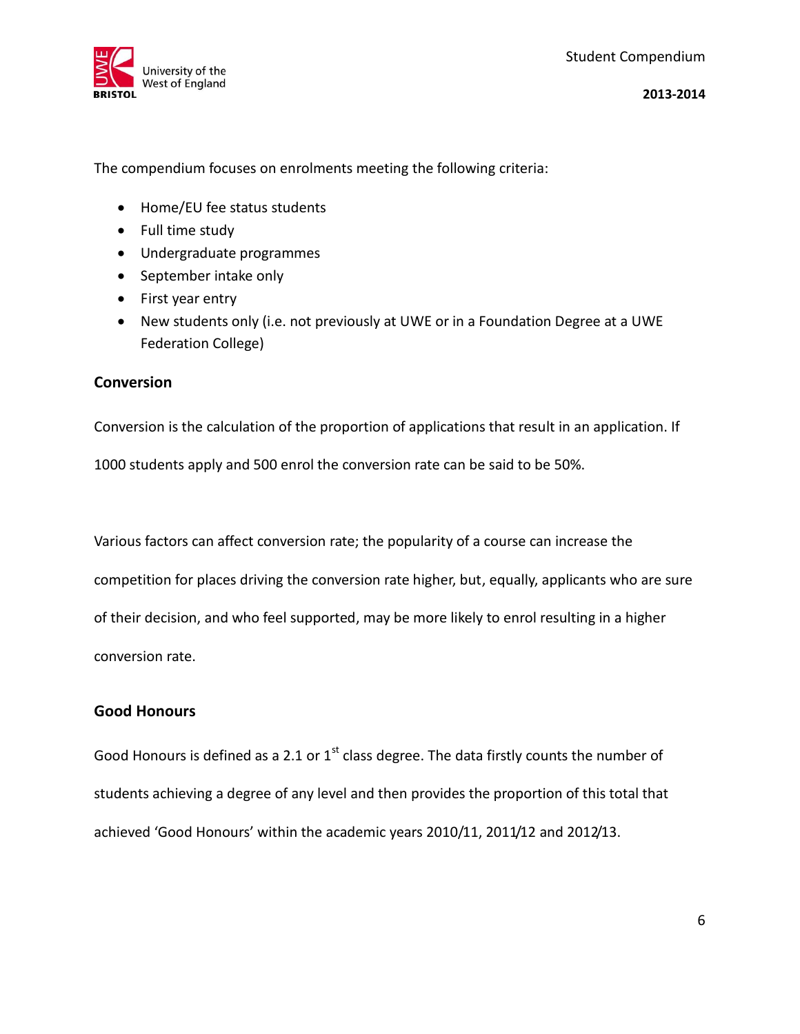The compendium focuses on enrolments meeting the following criteria:

- Home/EU fee status students
- Full time study
- Undergraduate programmes
- September intake only
- First year entry
- New students only (i.e. not previously at UWE or in a Foundation Degree at a UWE Federation College)

## Conversion

Conversion is the calculation of the proportion of applications that result in an application. If 1000 students apply and 500 enrol the conversion rate can be said to be 50%.

Various factors can affect conversion rate; the popularity of a course can increase the competition for places driving the conversion rate higher, but, equally, applicants who are sure of their decision, and who feel supported, may be more likely to enrol resulting in a higher conversion rate.

## Good Honours

Good Honours is defined as a 2.1 or 1st class degree. The data firstly counts the number of students achieving a degree of any level and then provides the proportion of this total that achieved 'Good Honours' within the academic years 2010/11, 2011/12 and 2012/13.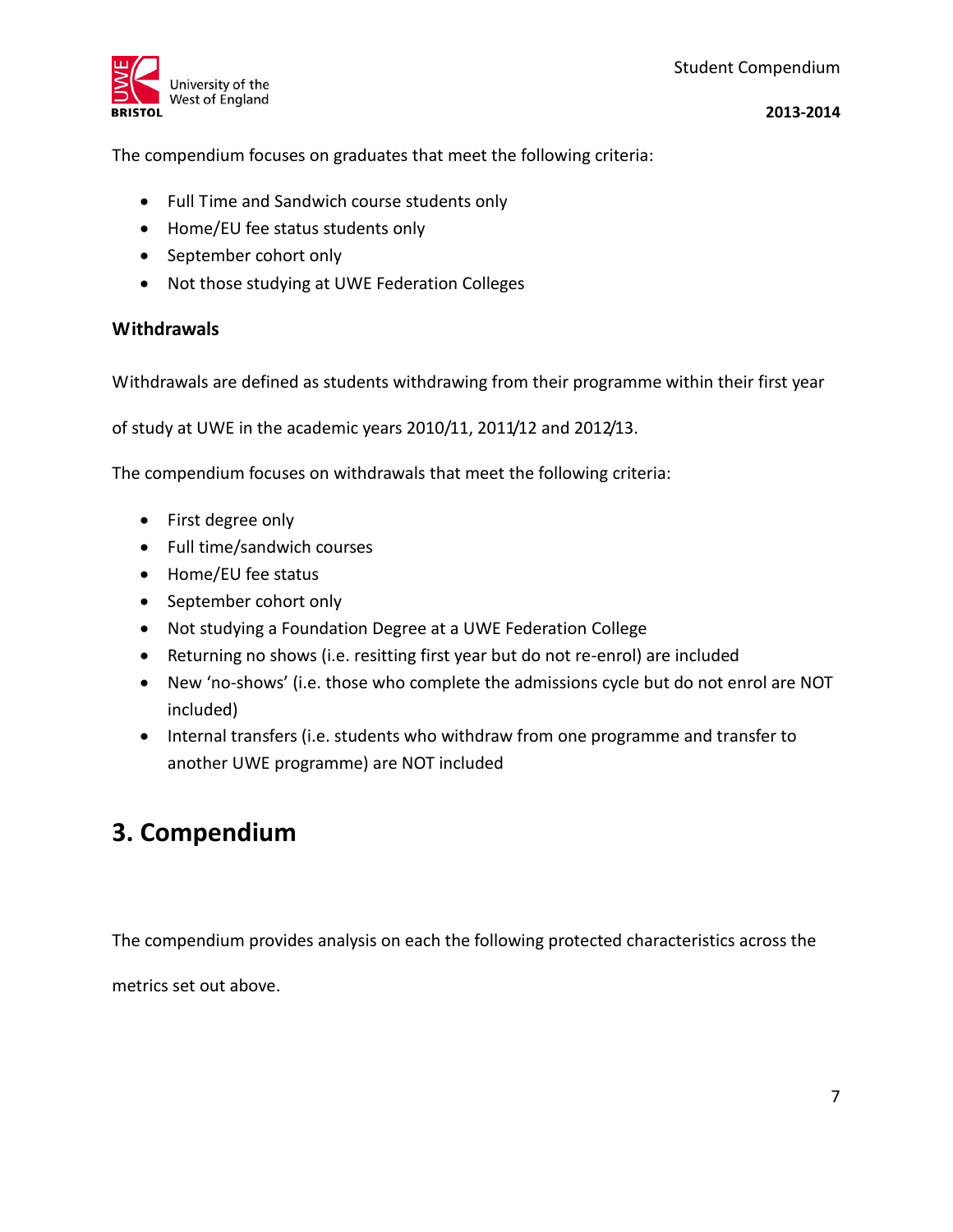The compendium focuses on graduates that meet the following criteria:

- Full Time and Sandwich course students only
- Home/EU fee status students only
- September cohort only
- Not those studying at UWE Federation Colleges

### Withdrawals

Withdrawals are defined as students withdrawing from their programme within their first year of study at UWE in the academic years 2010/11, 2011/12 and 2012/13.

The compendium focuses on withdrawals that meet the following criteria:

- First degree only
- Full time/sandwich courses
- Home/EU fee status
- September cohort only
- Not studying a Foundation Degree at a UWE Federation College
- Returning no shows (i.e. resitting first year but do not re-enrol) are included
- New 'no-shows' (i.e. those who complete the admissions cycle but do not enrol are NOT included)
- Internal transfers (i.e. students who withdraw from one programme and transfer to another UWE programme) are NOT included

## 3. Compendium

The compendium provides analysis on each the following protected characteristics across the metrics set out above.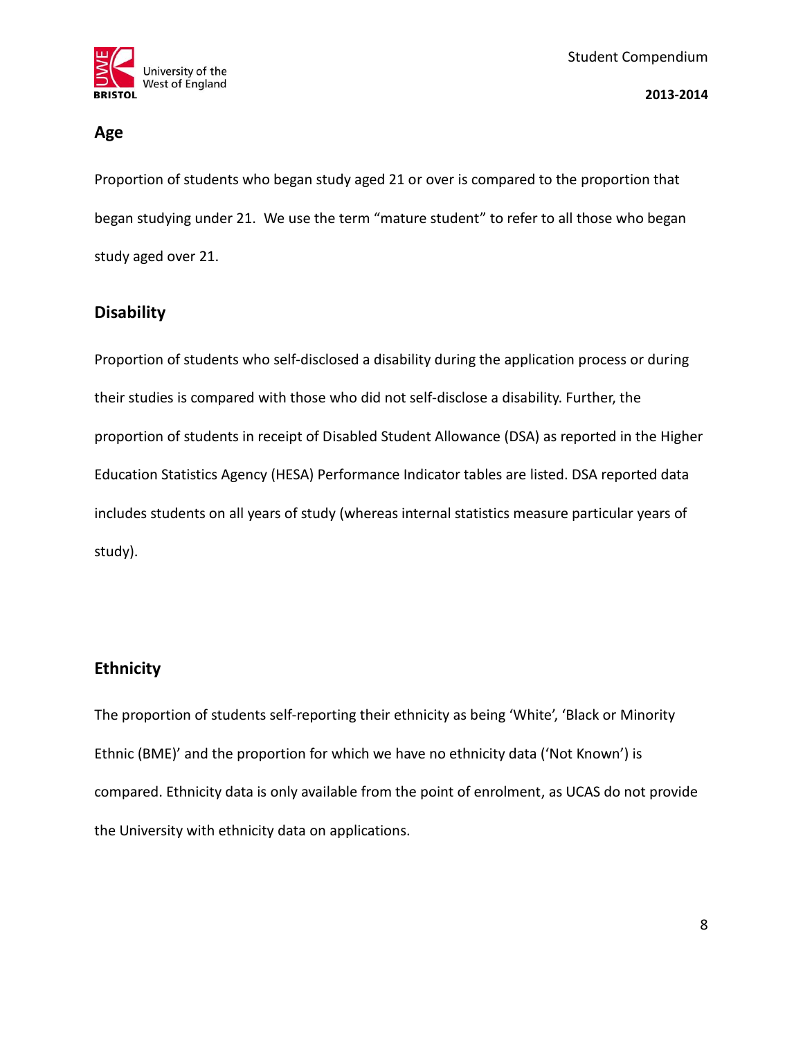## Age

Proportion of students who began study aged 21 or over is compared to the proportion that began studying under 21. We use the term “mature student” to refer to all those who began study aged over 21.

## Disability

Proportion of students who self-disclosed a disability during the application process or during their studies is compared with those who did not self-disclose a disability. Further, the proportion of students in receipt of Disabled Student Allowance (DSA) as reported in the Higher Education Statistics Agency (HESA) Performance Indicator tables are listed. DSA reported data includes students on all years of study (whereas internal statistics measure particular years of study).

## Ethnicity

The proportion of students self-reporting their ethnicity as being ‘White’, ‘Black or Minority Ethnic (BME)’ and the proportion for which we have no ethnicity data (‘Not Known’) is compared. Ethnicity data is only available from the point of enrolment, as UCAS do not provide the University with ethnicity data on applications.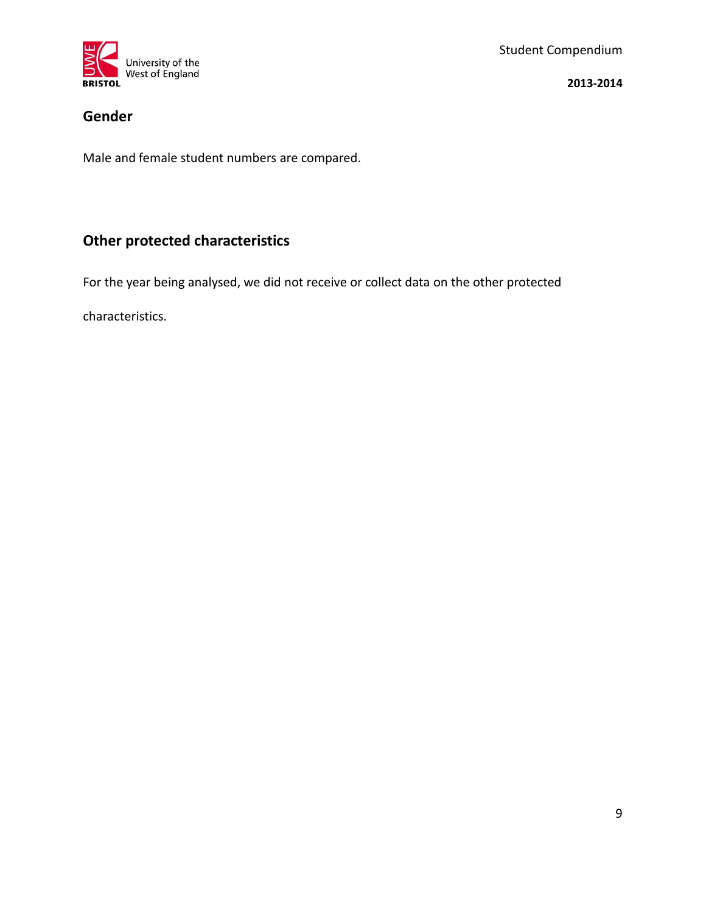## Gender

Male and female student numbers are compared.

## Other protected characteristics

For the year being analysed, we did not receive or collect data on the other protected characteristics.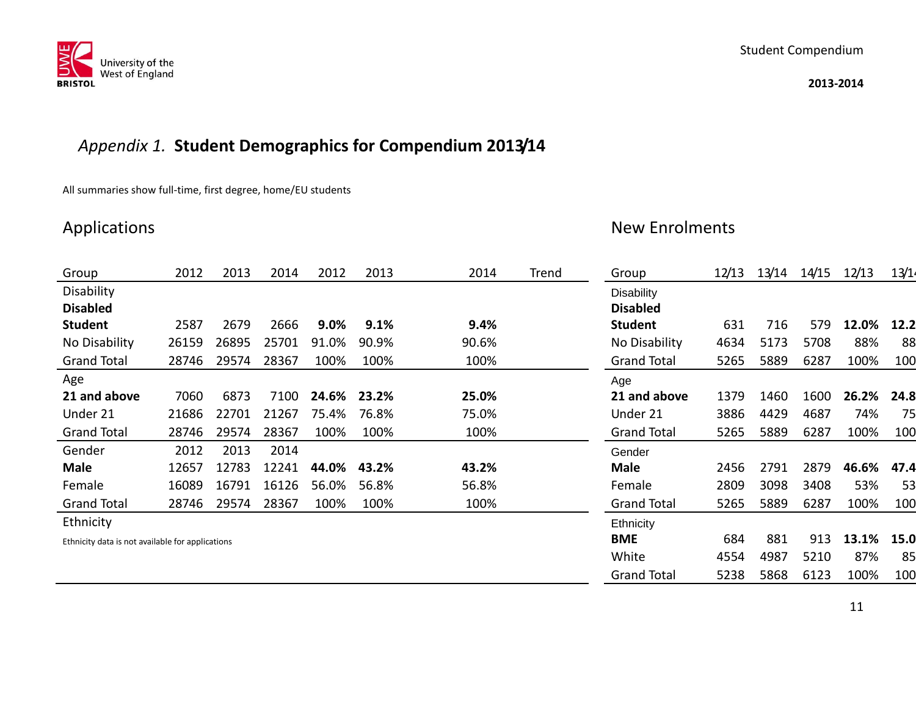## *Appendix 1.* **Student Demographics for Compendium 2013/14**

All summaries show full-time, first degree, home/EU students

### Applications

| Group | 2012 | 2013 | 2014 | 2012 | 2013 | 2014 | Trend |
|---|---|---|---|---|---|---|---|
| Disability | | | | | | | |
| **Disabled Student** | 2587 | 2679 | 2666 | **9.0%** | **9.1%** | **9.4%** | |
| No Disability | 26159 | 26895 | 25701 | 91.0% | 90.9% | 90.6% | |
| Grand Total | 28746 | 29574 | 28367 | 100% | 100% | 100% | |
| Age | | | | | | | |
| **21 and above** | 7060 | 6873 | 7100 | **24.6%** | **23.2%** | **25.0%** | |
| Under 21 | 21686 | 22701 | 21267 | 75.4% | 76.8% | 75.0% | |
| Grand Total | 28746 | 29574 | 28367 | 100% | 100% | 100% | |
| Gender | 2012 | 2013 | 2014 | | | | |
| **Male** | 12657 | 12783 | 12241 | **44.0%** | **43.2%** | **43.2%** | |
| Female | 16089 | 16791 | 16126 | 56.0% | 56.8% | 56.8% | |
| Grand Total | 28746 | 29574 | 28367 | 100% | 100% | 100% | |
| Ethnicity | | | | | | | |

Ethnicity data is not available for applications

### New Enrolments

| Group | 12/13 | 13/14 | 14/15 | 12/13 | 13/14 |
|---|---|---|---|---|---|
| Disability | | | | | |
| **Disabled Student** | 631 | 716 | 579 | **12.0%** | **12.2** |
| No Disability | 4634 | 5173 | 5708 | 88% | 88 |
| Grand Total | 5265 | 5889 | 6287 | 100% | 100 |
| Age | | | | | |
| **21 and above** | 1379 | 1460 | 1600 | **26.2%** | **24.8** |
| Under 21 | 3886 | 4429 | 4687 | 74% | 75 |
| Grand Total | 5265 | 5889 | 6287 | 100% | 100 |
| Gender | | | | | |
| **Male** | 2456 | 2791 | 2879 | **46.6%** | **47.4** |
| Female | 2809 | 3098 | 3408 | 53% | 53 |
| Grand Total | 5265 | 5889 | 6287 | 100% | 100 |
| Ethnicity | | | | | |
| **BME** | 684 | 881 | 913 | **13.1%** | **15.0** |
| White | 4554 | 4987 | 5210 | 87% | 85 |
| Grand Total | 5238 | 5868 | 6123 | 100% | 100 |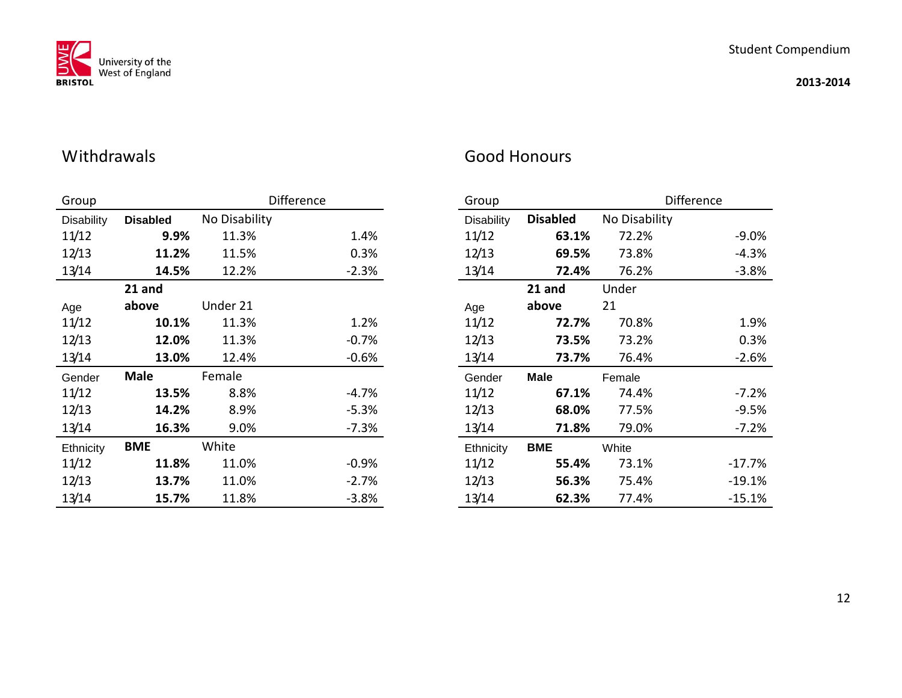## Withdrawals

| Group | | | Difference |
|---|---|---|---|
| Disability | **Disabled** | No Disability | |
| 11/12 | **9.9%** | 11.3% | 1.4% |
| 12/13 | **11.2%** | 11.5% | 0.3% |
| 13/14 | **14.5%** | 12.2% | -2.3% |
| Age | **21 and above** | Under 21 | |
| 11/12 | **10.1%** | 11.3% | 1.2% |
| 12/13 | **12.0%** | 11.3% | -0.7% |
| 13/14 | **13.0%** | 12.4% | -0.6% |
| Gender | **Male** | Female | |
| 11/12 | **13.5%** | 8.8% | -4.7% |
| 12/13 | **14.2%** | 8.9% | -5.3% |
| 13/14 | **16.3%** | 9.0% | -7.3% |
| Ethnicity | **BME** | White | |
| 11/12 | **11.8%** | 11.0% | -0.9% |
| 12/13 | **13.7%** | 11.0% | -2.7% |
| 13/14 | **15.7%** | 11.8% | -3.8% |

## Good Honours

| Group | | | Difference |
|---|---|---|---|
| Disability | **Disabled** | No Disability | |
| 11/12 | **63.1%** | 72.2% | -9.0% |
| 12/13 | **69.5%** | 73.8% | -4.3% |
| 13/14 | **72.4%** | 76.2% | -3.8% |
| Age | **21 and above** | Under 21 | |
| 11/12 | **72.7%** | 70.8% | 1.9% |
| 12/13 | **73.5%** | 73.2% | 0.3% |
| 13/14 | **73.7%** | 76.4% | -2.6% |
| Gender | **Male** | Female | |
| 11/12 | **67.1%** | 74.4% | -7.2% |
| 12/13 | **68.0%** | 77.5% | -9.5% |
| 13/14 | **71.8%** | 79.0% | -7.2% |
| Ethnicity | **BME** | White | |
| 11/12 | **55.4%** | 73.1% | -17.7% |
| 12/13 | **56.3%** | 75.4% | -19.1% |
| 13/14 | **62.3%** | 77.4% | -15.1% |